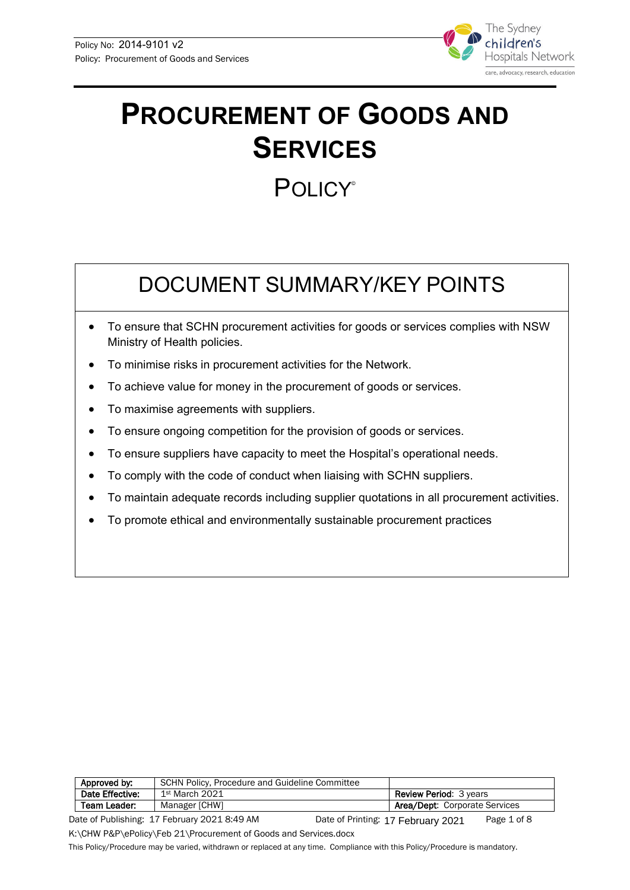# PROCUREMENT OF GOODS AND SERVICES

## POLICY©

## DOCUMENT SUMMARY/KEY POINTS

- To ensure that SCHN procurement activities for goods or services complies with NSW Ministry of Health policies.
- To minimise risks in procurement activities for the Network.
- To achieve value for money in the procurement of goods or services.
- To maximise agreements with suppliers.
- To ensure ongoing competition for the provision of goods or services.
- To ensure suppliers have capacity to meet the Hospital's operational needs.
- To comply with the code of conduct when liaising with SCHN suppliers.
- To maintain adequate records including supplier quotations in all procurement activities.
- To promote ethical and environmentally sustainable procurement practices

| Approved by: | SCHN Policy, Procedure and Guideline Committee | |
|---|---|---|
| Date Effective: | 1st March 2021 | Review Period: 3 years |
| Team Leader: | Manager [CHW] | Area/Dept: Corporate Services |

Date of Publishing: 17 February 2021 8:49 AM Date of Printing: 17 February 2021

K:\CHW P&P\ePolicy\Feb 21\Procurement of Goods and Services.docx

This Policy/Procedure may be varied, withdrawn or replaced at any time. Compliance with this Policy/Procedure is mandatory.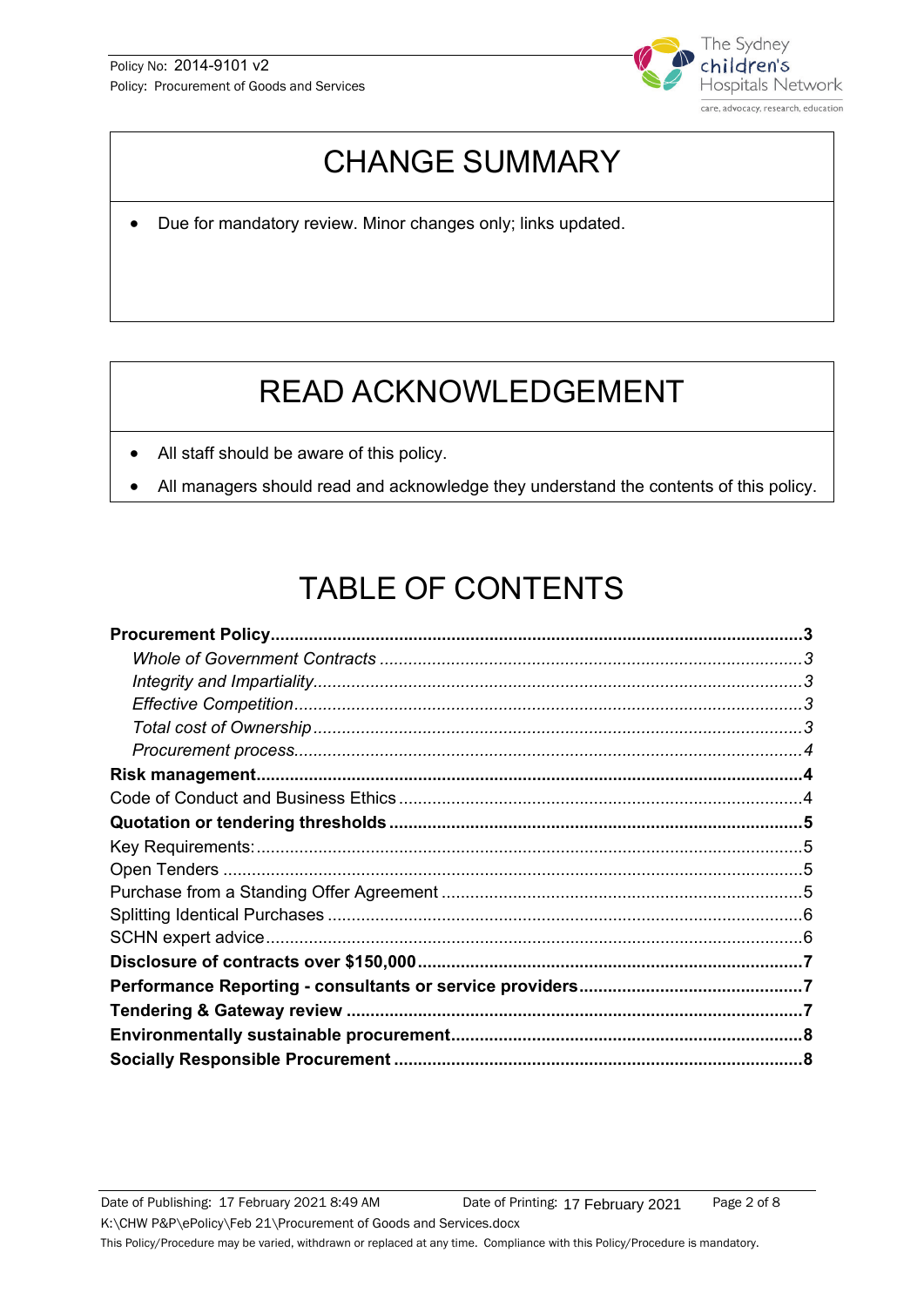# CHANGE SUMMARY

- Due for mandatory review. Minor changes only; links updated.

# READ ACKNOWLEDGEMENT

- All staff should be aware of this policy.
- All managers should read and acknowledge they understand the contents of this policy.

# TABLE OF CONTENTS

**Procurement Policy** ..... **3**
- *Whole of Government Contracts* ..... *3*
- *Integrity and Impartiality* ..... *3*
- *Effective Competition* ..... *3*
- *Total cost of Ownership* ..... *3*
- *Procurement process* ..... *4*

**Risk management** ..... **4**

Code of Conduct and Business Ethics ..... 4

**Quotation or tendering thresholds** ..... **5**

Key Requirements: ..... 5

Open Tenders ..... 5

Purchase from a Standing Offer Agreement ..... 5

Splitting Identical Purchases ..... 6

SCHN expert advice ..... 6

**Disclosure of contracts over $150,000** ..... **7**

**Performance Reporting - consultants or service providers** ..... **7**

**Tendering & Gateway review** ..... **7**

**Environmentally sustainable procurement** ..... **8**

**Socially Responsible Procurement** ..... **8**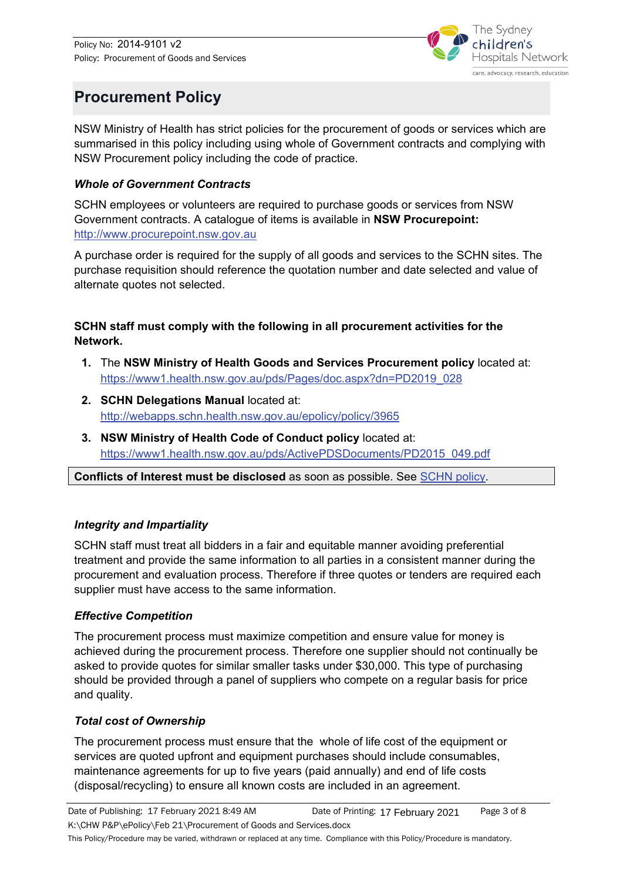# Procurement Policy

NSW Ministry of Health has strict policies for the procurement of goods or services which are summarised in this policy including using whole of Government contracts and complying with NSW Procurement policy including the code of practice.

### *Whole of Government Contracts*

SCHN employees or volunteers are required to purchase goods or services from NSW Government contracts. A catalogue of items is available in **NSW Procurepoint:** [http://www.procurepoint.nsw.gov.au](http://www.procurepoint.nsw.gov.au)

A purchase order is required for the supply of all goods and services to the SCHN sites. The purchase requisition should reference the quotation number and date selected and value of alternate quotes not selected.

**SCHN staff must comply with the following in all procurement activities for the Network.**

1. The **NSW Ministry of Health Goods and Services Procurement policy** located at: [https://www1.health.nsw.gov.au/pds/Pages/doc.aspx?dn=PD2019_028](https://www1.health.nsw.gov.au/pds/Pages/doc.aspx?dn=PD2019_028)
2. **SCHN Delegations Manual** located at: [http://webapps.schn.health.nsw.gov.au/epolicy/policy/3965](http://webapps.schn.health.nsw.gov.au/epolicy/policy/3965)
3. **NSW Ministry of Health Code of Conduct policy** located at: [https://www1.health.nsw.gov.au/pds/ActivePDSDocuments/PD2015_049.pdf](https://www1.health.nsw.gov.au/pds/ActivePDSDocuments/PD2015_049.pdf)

**Conflicts of Interest must be disclosed** as soon as possible. See SCHN policy.

### *Integrity and Impartiality*

SCHN staff must treat all bidders in a fair and equitable manner avoiding preferential treatment and provide the same information to all parties in a consistent manner during the procurement and evaluation process. Therefore if three quotes or tenders are required each supplier must have access to the same information.

### *Effective Competition*

The procurement process must maximize competition and ensure value for money is achieved during the procurement process. Therefore one supplier should not continually be asked to provide quotes for similar smaller tasks under $30,000. This type of purchasing should be provided through a panel of suppliers who compete on a regular basis for price and quality.

### *Total cost of Ownership*

The procurement process must ensure that the whole of life cost of the equipment or services are quoted upfront and equipment purchases should include consumables, maintenance agreements for up to five years (paid annually) and end of life costs (disposal/recycling) to ensure all known costs are included in an agreement.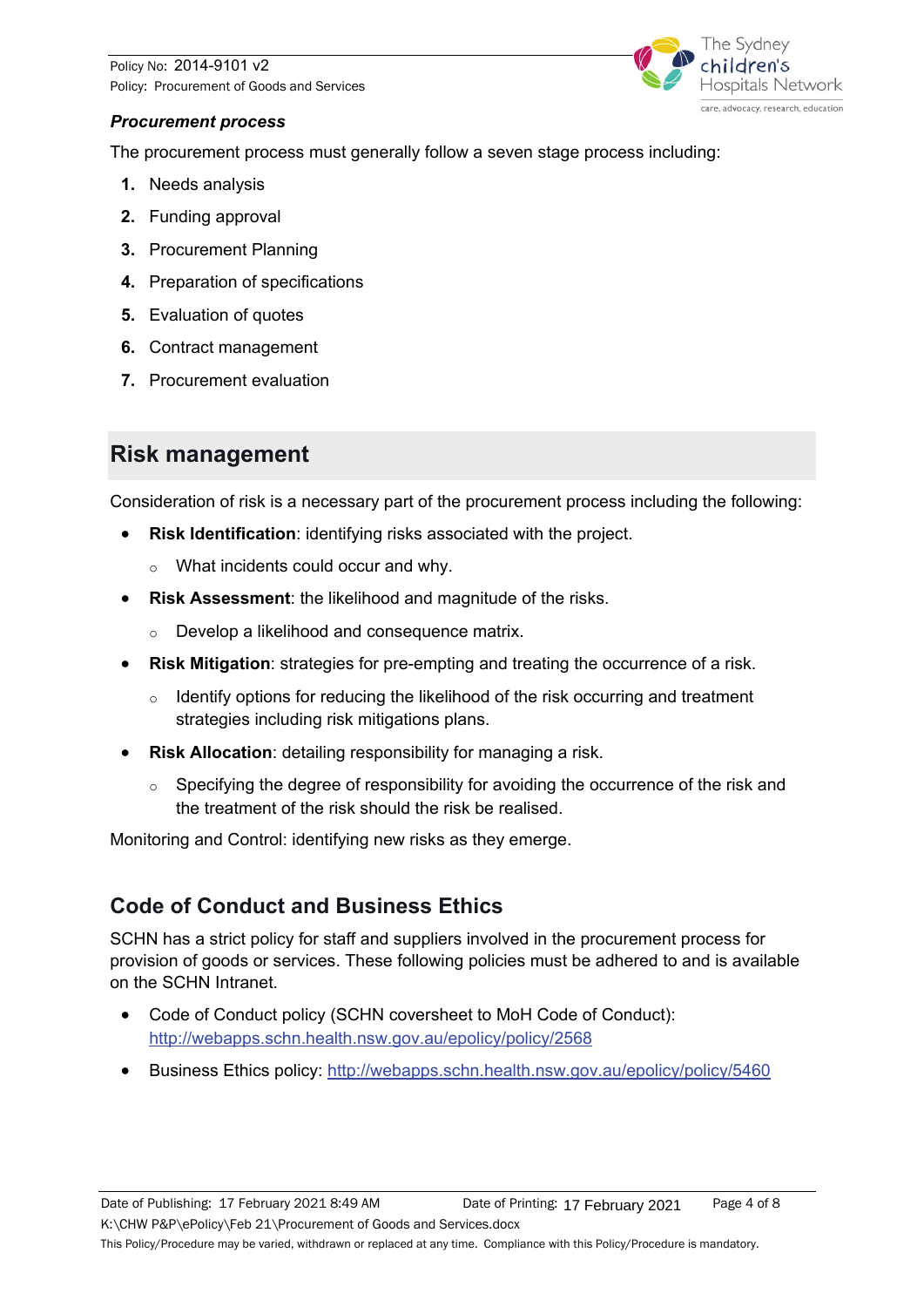***Procurement process***

The procurement process must generally follow a seven stage process including:

1. Needs analysis
2. Funding approval
3. Procurement Planning
4. Preparation of specifications
5. Evaluation of quotes
6. Contract management
7. Procurement evaluation

## Risk management

Consideration of risk is a necessary part of the procurement process including the following:

- **Risk Identification**: identifying risks associated with the project.
  - What incidents could occur and why.
- **Risk Assessment**: the likelihood and magnitude of the risks.
  - Develop a likelihood and consequence matrix.
- **Risk Mitigation**: strategies for pre-empting and treating the occurrence of a risk.
  - Identify options for reducing the likelihood of the risk occurring and treatment strategies including risk mitigations plans.
- **Risk Allocation**: detailing responsibility for managing a risk.
  - Specifying the degree of responsibility for avoiding the occurrence of the risk and the treatment of the risk should the risk be realised.

Monitoring and Control: identifying new risks as they emerge.

### Code of Conduct and Business Ethics

SCHN has a strict policy for staff and suppliers involved in the procurement process for provision of goods or services. These following policies must be adhered to and is available on the SCHN Intranet.

- Code of Conduct policy (SCHN coversheet to MoH Code of Conduct): http://webapps.schn.health.nsw.gov.au/epolicy/policy/2568
- Business Ethics policy: http://webapps.schn.health.nsw.gov.au/epolicy/policy/5460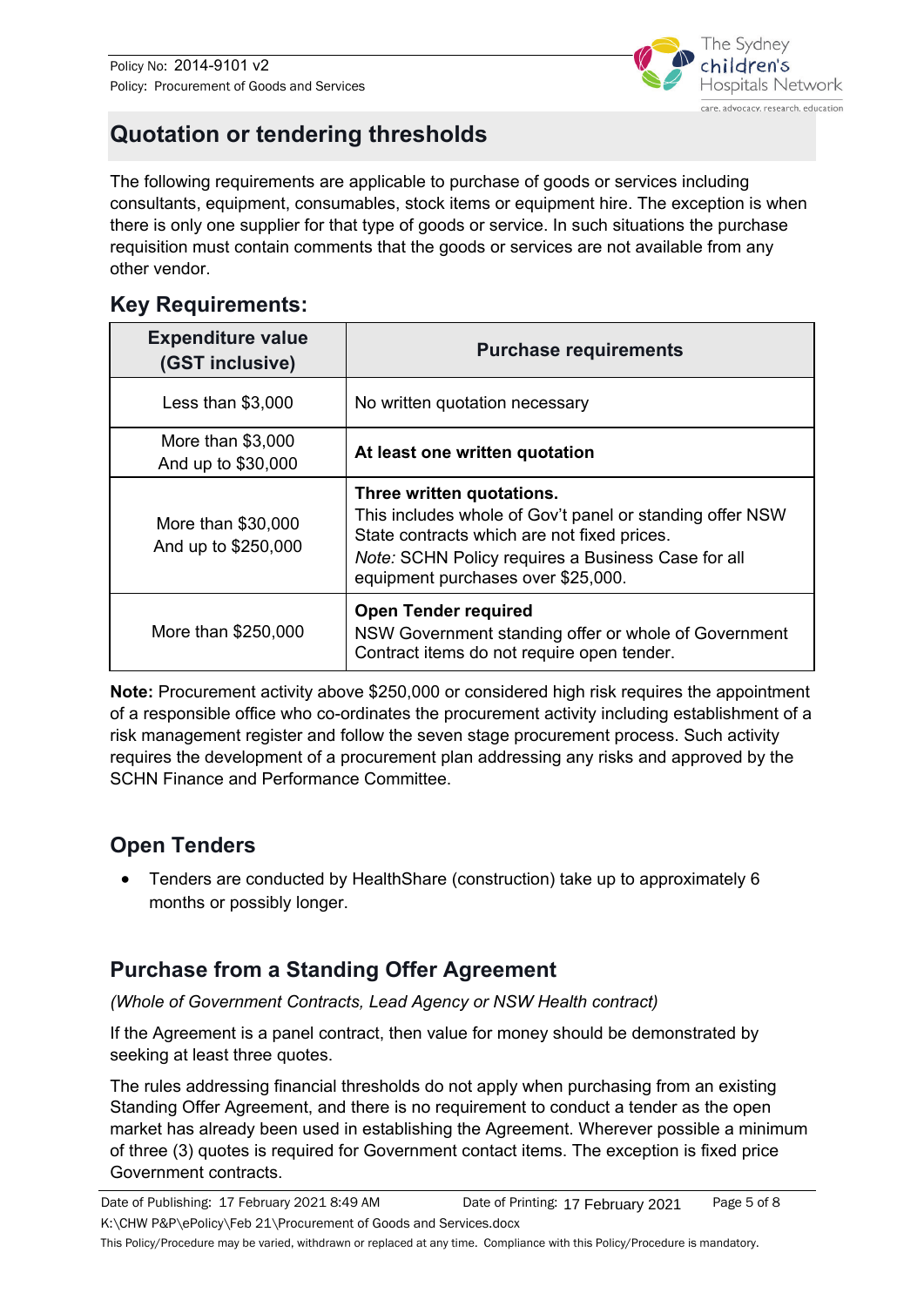## Quotation or tendering thresholds

The following requirements are applicable to purchase of goods or services including consultants, equipment, consumables, stock items or equipment hire. The exception is when there is only one supplier for that type of goods or service. In such situations the purchase requisition must contain comments that the goods or services are not available from any other vendor.

### Key Requirements:

| Expenditure value (GST inclusive) | Purchase requirements |
|---|---|
| Less than $3,000 | No written quotation necessary |
| More than $3,000 And up to $30,000 | **At least one written quotation** |
| More than $30,000 And up to $250,000 | **Three written quotations.** This includes whole of Gov't panel or standing offer NSW State contracts which are not fixed prices. *Note:* SCHN Policy requires a Business Case for all equipment purchases over $25,000. |
| More than $250,000 | **Open Tender required** NSW Government standing offer or whole of Government Contract items do not require open tender. |

**Note:** Procurement activity above $250,000 or considered high risk requires the appointment of a responsible office who co-ordinates the procurement activity including establishment of a risk management register and follow the seven stage procurement process. Such activity requires the development of a procurement plan addressing any risks and approved by the SCHN Finance and Performance Committee.

### Open Tenders

- Tenders are conducted by HealthShare (construction) take up to approximately 6 months or possibly longer.

### Purchase from a Standing Offer Agreement

*(Whole of Government Contracts, Lead Agency or NSW Health contract)*

If the Agreement is a panel contract, then value for money should be demonstrated by seeking at least three quotes.

The rules addressing financial thresholds do not apply when purchasing from an existing Standing Offer Agreement, and there is no requirement to conduct a tender as the open market has already been used in establishing the Agreement. Wherever possible a minimum of three (3) quotes is required for Government contact items. The exception is fixed price Government contracts.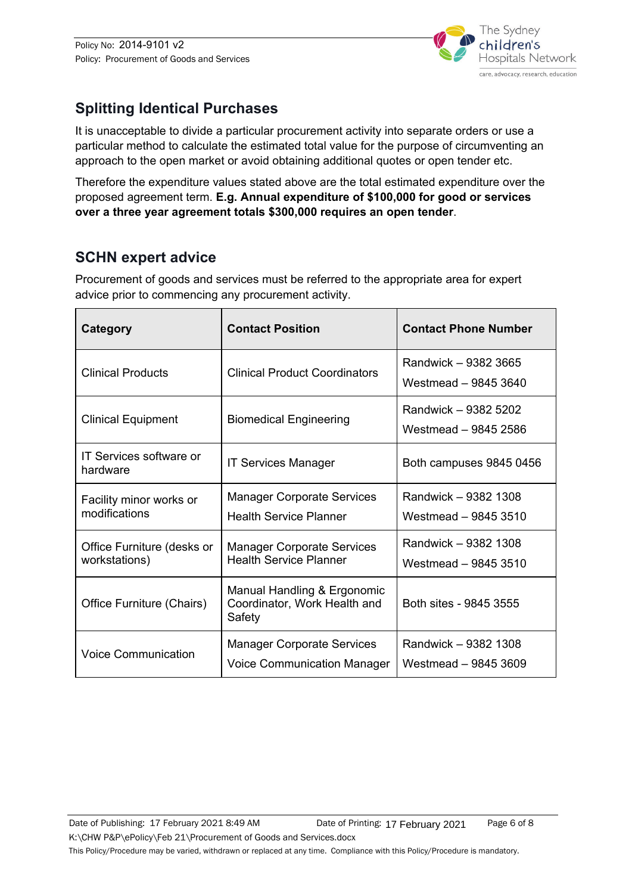## Splitting Identical Purchases

It is unacceptable to divide a particular procurement activity into separate orders or use a particular method to calculate the estimated total value for the purpose of circumventing an approach to the open market or avoid obtaining additional quotes or open tender etc.

Therefore the expenditure values stated above are the total estimated expenditure over the proposed agreement term. **E.g. Annual expenditure of $100,000 for good or services over a three year agreement totals $300,000 requires an open tender**.

## SCHN expert advice

Procurement of goods and services must be referred to the appropriate area for expert advice prior to commencing any procurement activity.

| Category | Contact Position | Contact Phone Number |
|---|---|---|
| Clinical Products | Clinical Product Coordinators | Randwick – 9382 3665<br>Westmead – 9845 3640 |
| Clinical Equipment | Biomedical Engineering | Randwick – 9382 5202<br>Westmead – 9845 2586 |
| IT Services software or hardware | IT Services Manager | Both campuses 9845 0456 |
| Facility minor works or modifications | Manager Corporate Services<br>Health Service Planner | Randwick – 9382 1308<br>Westmead – 9845 3510 |
| Office Furniture (desks or workstations) | Manager Corporate Services<br>Health Service Planner | Randwick – 9382 1308<br>Westmead – 9845 3510 |
| Office Furniture (Chairs) | Manual Handling & Ergonomic Coordinator, Work Health and Safety | Both sites - 9845 3555 |
| Voice Communication | Manager Corporate Services<br>Voice Communication Manager | Randwick – 9382 1308<br>Westmead – 9845 3609 |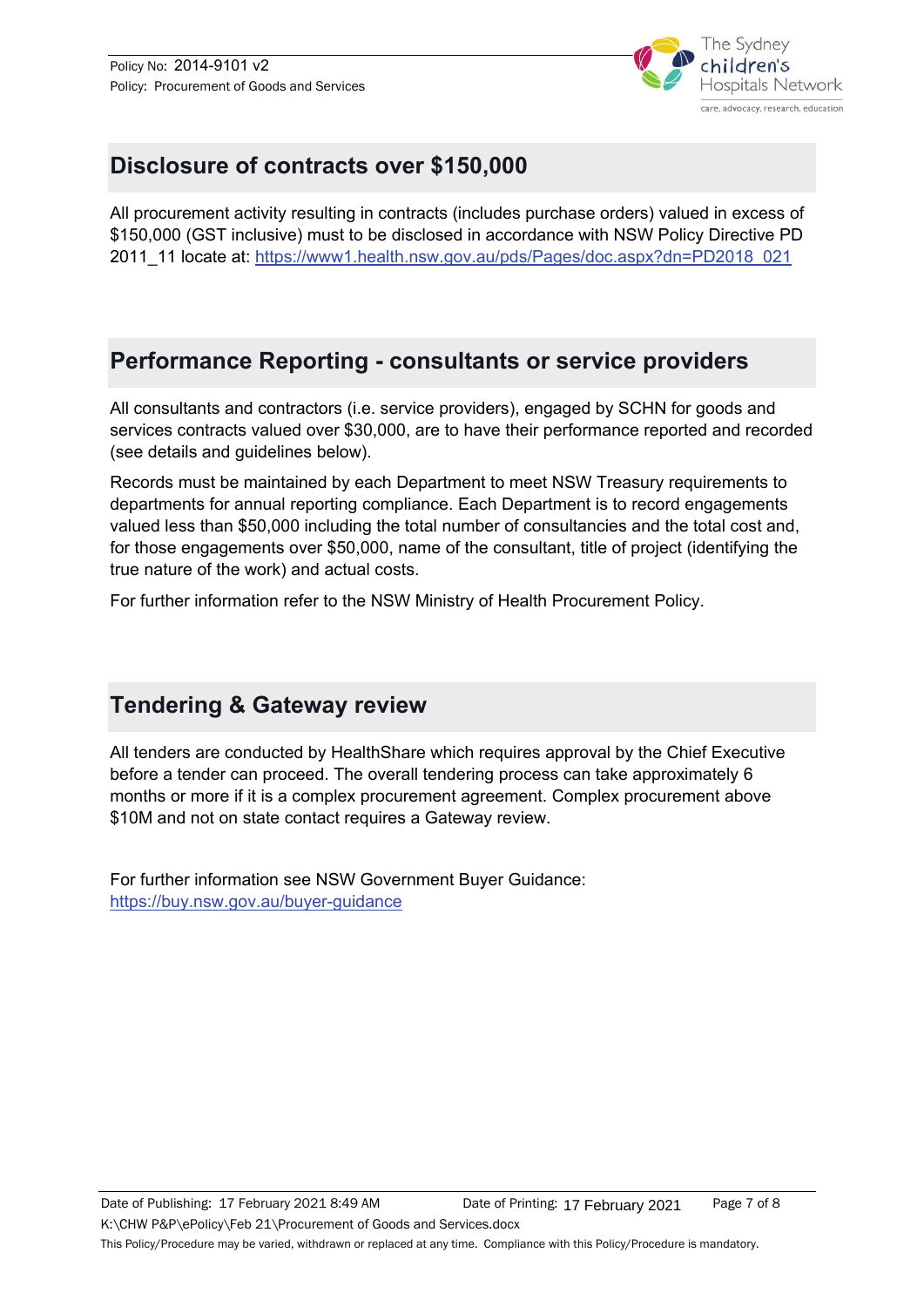## Disclosure of contracts over $150,000

All procurement activity resulting in contracts (includes purchase orders) valued in excess of $150,000 (GST inclusive) must to be disclosed in accordance with NSW Policy Directive PD 2011_11 locate at: [https://www1.health.nsw.gov.au/pds/Pages/doc.aspx?dn=PD2018_021](https://www1.health.nsw.gov.au/pds/Pages/doc.aspx?dn=PD2018_021)

## Performance Reporting - consultants or service providers

All consultants and contractors (i.e. service providers), engaged by SCHN for goods and services contracts valued over $30,000, are to have their performance reported and recorded (see details and guidelines below).

Records must be maintained by each Department to meet NSW Treasury requirements to departments for annual reporting compliance. Each Department is to record engagements valued less than $50,000 including the total number of consultancies and the total cost and, for those engagements over $50,000, name of the consultant, title of project (identifying the true nature of the work) and actual costs.

For further information refer to the NSW Ministry of Health Procurement Policy.

## Tendering & Gateway review

All tenders are conducted by HealthShare which requires approval by the Chief Executive before a tender can proceed. The overall tendering process can take approximately 6 months or more if it is a complex procurement agreement. Complex procurement above $10M and not on state contact requires a Gateway review.

For further information see NSW Government Buyer Guidance: [https://buy.nsw.gov.au/buyer-guidance](https://buy.nsw.gov.au/buyer-guidance)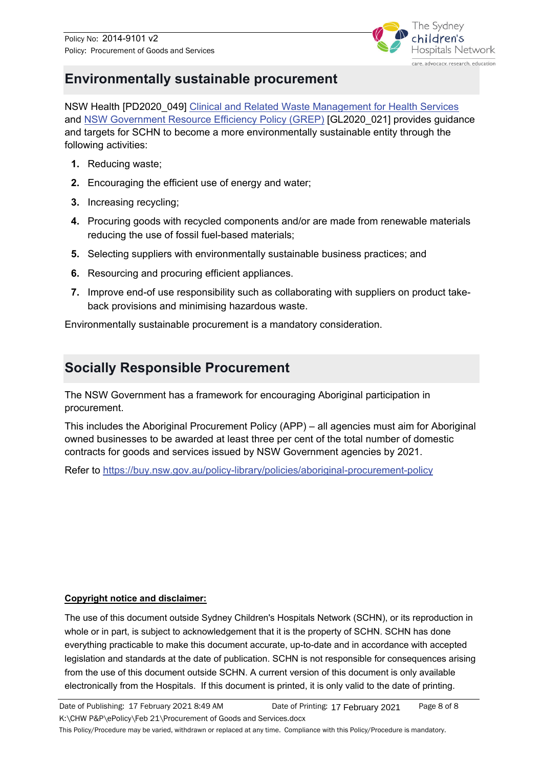## Environmentally sustainable procurement

NSW Health [PD2020_049] Clinical and Related Waste Management for Health Services and NSW Government Resource Efficiency Policy (GREP) [GL2020_021] provides guidance and targets for SCHN to become a more environmentally sustainable entity through the following activities:

1. Reducing waste;
2. Encouraging the efficient use of energy and water;
3. Increasing recycling;
4. Procuring goods with recycled components and/or are made from renewable materials reducing the use of fossil fuel-based materials;
5. Selecting suppliers with environmentally sustainable business practices; and
6. Resourcing and procuring efficient appliances.
7. Improve end-of use responsibility such as collaborating with suppliers on product take-back provisions and minimising hazardous waste.

Environmentally sustainable procurement is a mandatory consideration.

## Socially Responsible Procurement

The NSW Government has a framework for encouraging Aboriginal participation in procurement.

This includes the Aboriginal Procurement Policy (APP) – all agencies must aim for Aboriginal owned businesses to be awarded at least three per cent of the total number of domestic contracts for goods and services issued by NSW Government agencies by 2021.

Refer to https://buy.nsw.gov.au/policy-library/policies/aboriginal-procurement-policy

**Copyright notice and disclaimer:**

The use of this document outside Sydney Children's Hospitals Network (SCHN), or its reproduction in whole or in part, is subject to acknowledgement that it is the property of SCHN. SCHN has done everything practicable to make this document accurate, up-to-date and in accordance with accepted legislation and standards at the date of publication. SCHN is not responsible for consequences arising from the use of this document outside SCHN. A current version of this document is only available electronically from the Hospitals. If this document is printed, it is only valid to the date of printing.